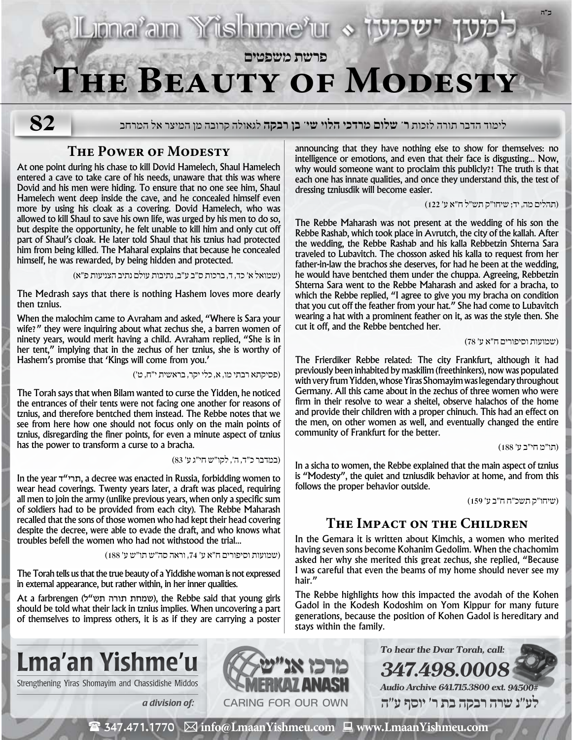# פרשת משפטים

# The Beauty of Modesty

**82**

לימוד הדבר תורה לזכות **ר' שלום מרדכי הלוי שי' בן רבקה** לגאולה קרובה מן המיצר אל המרחב

## The Power of Modesty

At one point during his chase to kill Dovid Hamelech, Shaul Hamelech entered a cave to take care of his needs, unaware that this was where Dovid and his men were hiding. To ensure that no one see him, Shaul Hamelech went deep inside the cave, and he concealed himself even more by using his cloak as a covering. Dovid Hamelech, who was allowed to kill Shaul to save his own life, was urged by his men to do so, but despite the opportunity, he felt unable to kill him and only cut off part of Shaul's cloak. He later told Shaul that his tznius had protected him from being killed. The Maharal explains that because he concealed himself, he was rewarded, by being hidden and protected.

(שמואל א' כד, ד, ברכות ס"ב ע"ב, נתיבות עולם נתיב הצניעות פ"א)

The Medrash says that there is nothing Hashem loves more dearly then tznius.

When the malochim came to Avraham and asked, "Where is Sara your wife?" they were inquiring about what zechus she, a barren women of ninety years, would merit having a child. Avraham replied, "She is in her tent," implying that in the zechus of her tznius, she is worthy of Hashem's promise that 'Kings will come from you.'

(פסיקתא רבתי מו, א, כלי יקר, בראשית י"ח, ט')

The Torah says that when Bilam wanted to curse the Yidden, he noticed the entrances of their tents were not facing one another for reasons of tznius, and therefore bentched them instead. The Rebbe notes that we see from here how one should not focus only on the main points of tznius, disregarding the finer points, for even a minute aspect of tznius has the power to transform a curse to a bracha.

(במדבר כ"ד, ה', לקו"ש חי"ג ע' 83)

In the year תרי"ד, a decree was enacted in Russia, forbidding women to wear head coverings. Twenty years later, a draft was placed, requiring all men to join the army (unlike previous years, when only a specific sum of soldiers had to be provided from each city). The Rebbe Maharash recalled that the sons of those women who had kept their head covering despite the decree, were able to evade the draft, and who knows what troubles befell the women who had not withstood the trial...

(שמועות וסיפורים ח"א ע' 74, וראה סה"ש תו"ש ע' 188)

The Torah tells us that the true beauty of a Yiddishe woman is not expressed in external appearance, but rather within, in her inner qualities.

At a farbrengen (שמחת תורה תש"ל), the Rebbe said that young girls should be told what their lack in tznius implies. When uncovering a part of themselves to impress others, it is as if they are carrying a poster announcing that they have nothing else to show for themselves: no intelligence or emotions, and even that their face is disgusting... Now, why would someone want to proclaim this publicly?! The truth is that each one has innate qualities, and once they understand this, the test of dressing tzniusdik will become easier.

(תהלים מה, יד; שיחו"ק תש"ל ח"א ע' 122)

The Rebbe Maharash was not present at the wedding of his son the Rebbe Rashab, which took place in Avrutch, the city of the kallah. After the wedding, the Rebbe Rashab and his kalla Rebbetzin Shterna Sara traveled to Lubavitch. The chosson asked his kalla to request from her father-in-law the brachos she deserves, for had he been at the wedding, he would have bentched them under the chuppa. Agreeing, Rebbetzin Shterna Sara went to the Rebbe Maharash and asked for a bracha, to which the Rebbe replied, "I agree to give you my bracha on condition that you cut off the feather from your hat." She had come to Lubavitch wearing a hat with a prominent feather on it, as was the style then. She cut it off, and the Rebbe bentched her.

(שמועות וסיפורים ח"א ע' 78)

The Frierdiker Rebbe related: The city Frankfurt, although it had previously been inhabited by maskilim (freethinkers), now was populated with very frum Yidden, whose Yiras Shomayim was legendary throughout Germany. All this came about in the zechus of three women who were firm in their resolve to wear a sheitel, observe halachos of the home and provide their children with a proper chinuch. This had an effect on the men, on other women as well, and eventually changed the entire community of Frankfurt for the better.

(תו"מ ח"ב ע' 188)

In a sicha to women, the Rebbe explained that the main aspect of tznius is "Modesty", the quiet and tzniusdik behavior at home, and from this follows the proper behavior outside.

(שיחו"ק תשכ"ח ח"ב ע' 159)

## The Impact on the Children

In the Gemara it is written about Kimchis, a women who merited having seven sons become Kohanim Gedolim. When the chachomim asked her why she merited this great zechus, she replied, "Because I was careful that even the beams of my home should never see my hair."

The Rebbe highlights how this impacted the avodah of the Kohen Gadol in the Kodesh Kodoshim on Yom Kippur for many future generations, because the position of Kohen Gadol is hereditary and stays within the family.

**Lma'an Yishme'u**
Strengthening Yiras Shomayim and Chassidishe Middos
*a division of:* מרכז אנ"ש MERKAZ ANASH CARING FOR OUR OWN

*To hear the Dvar Torah, call:* **347.498.0008**
*Audio Archive 641.715.3800 ext. 94500#*

לע"נ שרה רבקה בת ר' יוסף ע"ה

347.471.1770 info@LmaanYishmeu.com www.LmaanYishmeu.com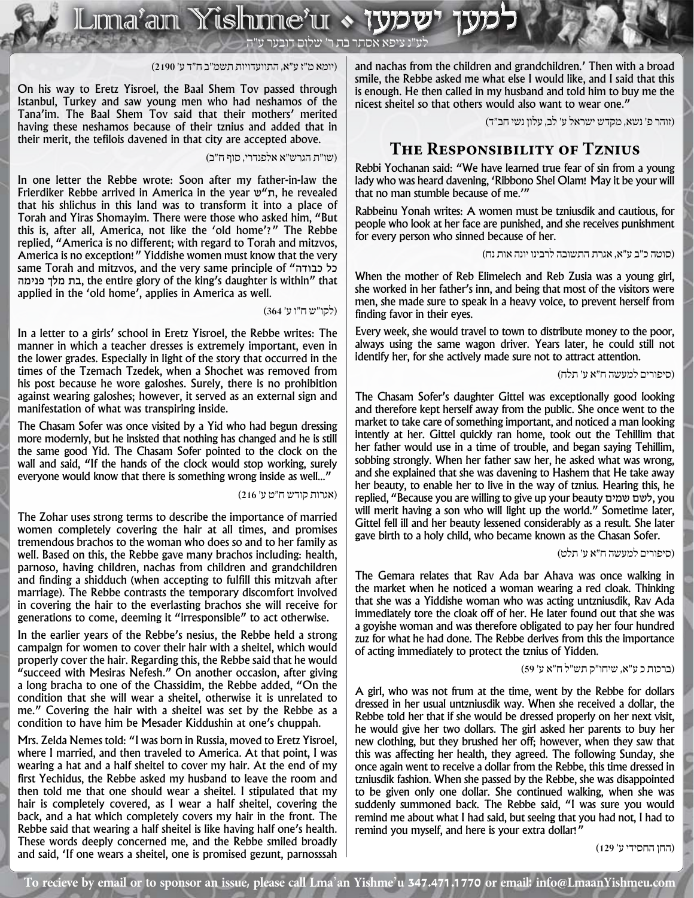(יומא מ"ז ע"א, התוועדויות תשמ"ב ח"ד ע' 2190)

On his way to Eretz Yisroel, the Baal Shem Tov passed through Istanbul, Turkey and saw young men who had neshamos of the Tana'im. The Baal Shem Tov said that their mothers' merited having these neshamos because of their tznius and added that in their merit, the tefilois davened in that city are accepted above.

(שו"ת הגרש"א אלפנדרי, סוף ח"ב)

In one letter the Rebbe wrote: Soon after my father-in-law the Frierdiker Rebbe arrived in America in the year ת"ש, he revealed that his shlichus in this land was to transform it into a place of Torah and Yiras Shomayim. There were those who asked him, "But this is, after all, America, not like the 'old home'?" The Rebbe replied, "America is no different; with regard to Torah and mitzvos, America is no exception!" Yiddishe women must know that the very same Torah and mitzvos, and the very same principle of "כל כבודה בת מלך פנימה, the entire glory of the king's daughter is within" that applied in the 'old home', applies in America as well.

(לקו"ש ח"ו ע' 364)

In a letter to a girls' school in Eretz Yisroel, the Rebbe writes: The manner in which a teacher dresses is extremely important, even in the lower grades. Especially in light of the story that occurred in the times of the Tzemach Tzedek, when a Shochet was removed from his post because he wore galoshes. Surely, there is no prohibition against wearing galoshes; however, it served as an external sign and manifestation of what was transpiring inside.

The Chasam Sofer was once visited by a Yid who had begun dressing more modernly, but he insisted that nothing has changed and he is still the same good Yid. The Chasam Sofer pointed to the clock on the wall and said, "If the hands of the clock would stop working, surely everyone would know that there is something wrong inside as well..."

(אגרות קודש ח"ט ע' 216)

The Zohar uses strong terms to describe the importance of married women completely covering the hair at all times, and promises tremendous brachos to the woman who does so and to her family as well. Based on this, the Rebbe gave many brachos including: health, parnoso, having children, nachas from children and grandchildren and finding a shidduch (when accepting to fulfill this mitzvah after marriage). The Rebbe contrasts the temporary discomfort involved in covering the hair to the everlasting brachos she will receive for generations to come, deeming it "irresponsible" to act otherwise.

In the earlier years of the Rebbe's nesius, the Rebbe held a strong campaign for women to cover their hair with a sheitel, which would properly cover the hair. Regarding this, the Rebbe said that he would "succeed with Mesiras Nefesh." On another occasion, after giving a long bracha to one of the Chassidim, the Rebbe added, "On the condition that she will wear a sheitel, otherwise it is unrelated to me." Covering the hair with a sheitel was set by the Rebbe as a condition to have him be Mesader Kiddushin at one's chuppah.

Mrs. Zelda Nemes told: "I was born in Russia, moved to Eretz Yisroel, where I married, and then traveled to America. At that point, I was wearing a hat and a half sheitel to cover my hair. At the end of my first Yechidus, the Rebbe asked my husband to leave the room and then told me that one should wear a sheitel. I stipulated that my hair is completely covered, as I wear a half sheitel, covering the back, and a hat which completely covers my hair in the front. The Rebbe said that wearing a half sheitel is like having half one's health. These words deeply concerned me, and the Rebbe smiled broadly and said, 'If one wears a sheitel, one is promised gezunt, parnosssah and nachas from the children and grandchildren.' Then with a broad smile, the Rebbe asked me what else I would like, and I said that this is enough. He then called in my husband and told him to buy me the nicest sheitel so that others would also want to wear one."

(זוהר פ' נשא, מקדש ישראל ע' לב, עלון נשי חב"ד)

## The Responsibility of Tznius

Rebbi Yochanan said: "We have learned true fear of sin from a young lady who was heard davening, 'Ribbono Shel Olam! May it be your will that no man stumble because of me.'"

Rabbeinu Yonah writes: A women must be tzniusdik and cautious, for people who look at her face are punished, and she receives punishment for every person who sinned because of her.

(סוטה כ"ב ע"א, אגרת התשובה לרבינו יונה אות נח)

When the mother of Reb Elimelech and Reb Zusia was a young girl, she worked in her father's inn, and being that most of the visitors were men, she made sure to speak in a heavy voice, to prevent herself from finding favor in their eyes.

Every week, she would travel to town to distribute money to the poor, always using the same wagon driver. Years later, he could still not identify her, for she actively made sure not to attract attention.

(סיפורים למעשה ח"א ע' תלח)

The Chasam Sofer's daughter Gittel was exceptionally good looking and therefore kept herself away from the public. She once went to the market to take care of something important, and noticed a man looking intently at her. Gittel quickly ran home, took out the Tehillim that her father would use in a time of trouble, and began saying Tehillim, sobbing strongly. When her father saw her, he asked what was wrong, and she explained that she was davening to Hashem that He take away her beauty, to enable her to live in the way of tznius. Hearing this, he replied, "Because you are willing to give up your beauty לשם שמים, you will merit having a son who will light up the world." Sometime later, Gittel fell ill and her beauty lessened considerably as a result. She later gave birth to a holy child, who became known as the Chasan Sofer.

(סיפורים למעשה ח"א ע' תלט)

The Gemara relates that Rav Ada bar Ahava was once walking in the market when he noticed a woman wearing a red cloak. Thinking that she was a Yiddishe woman who was acting untzniusdik, Rav Ada immediately tore the cloak off of her. He later found out that she was a goyishe woman and was therefore obligated to pay her four hundred zuz for what he had done. The Rebbe derives from this the importance of acting immediately to protect the tznius of Yidden.

(ברכות כ ע"א, שיחו"ק תש"ל ח"א ע' 59)

A girl, who was not frum at the time, went by the Rebbe for dollars dressed in her usual untzniusdik way. When she received a dollar, the Rebbe told her that if she would be dressed properly on her next visit, he would give her two dollars. The girl asked her parents to buy her new clothing, but they brushed her off; however, when they saw that this was affecting her health, they agreed. The following Sunday, she once again went to receive a dollar from the Rebbe, this time dressed in tzniusdik fashion. When she passed by the Rebbe, she was disappointed to be given only one dollar. She continued walking, when she was suddenly summoned back. The Rebbe said, "I was sure you would remind me about what I had said, but seeing that you had not, I had to remind you myself, and here is your extra dollar!"

(החן החסידי ע' 129)